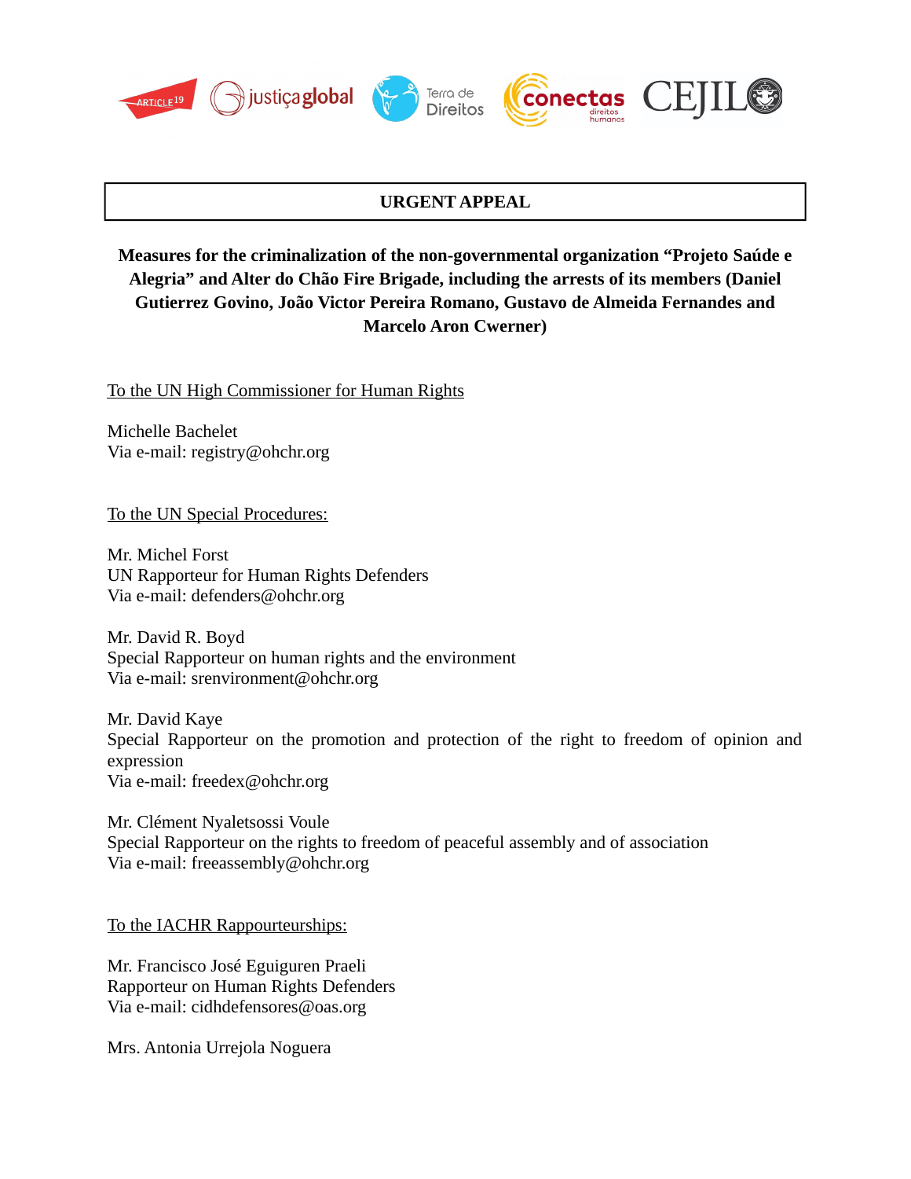**URGENT APPEAL**

**Measures for the criminalization of the non-governmental organization "Projeto Saúde e Alegria" and Alter do Chão Fire Brigade, including the arrests of its members (Daniel Gutierrez Govino, João Victor Pereira Romano, Gustavo de Almeida Fernandes and Marcelo Aron Cwerner)**

To the UN High Commissioner for Human Rights

Michelle Bachelet
Via e-mail: registry@ohchr.org

To the UN Special Procedures:

Mr. Michel Forst
UN Rapporteur for Human Rights Defenders
Via e-mail: defenders@ohchr.org

Mr. David R. Boyd
Special Rapporteur on human rights and the environment
Via e-mail: srenvironment@ohchr.org

Mr. David Kaye
Special Rapporteur on the promotion and protection of the right to freedom of opinion and expression
Via e-mail: freedex@ohchr.org

Mr. Clément Nyaletsossi Voule
Special Rapporteur on the rights to freedom of peaceful assembly and of association
Via e-mail: freeassembly@ohchr.org

To the IACHR Rappourteurships:

Mr. Francisco José Eguiguren Praeli
Rapporteur on Human Rights Defenders
Via e-mail: cidhdefensores@oas.org

Mrs. Antonia Urrejola Noguera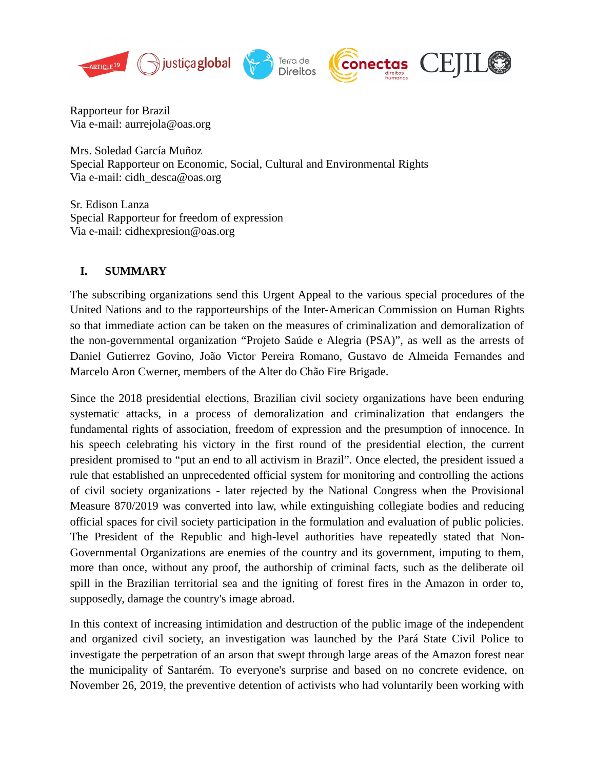Rapporteur for Brazil
Via e-mail: aurrejola@oas.org

Mrs. Soledad García Muñoz
Special Rapporteur on Economic, Social, Cultural and Environmental Rights
Via e-mail: cidh_desca@oas.org

Sr. Edison Lanza
Special Rapporteur for freedom of expression
Via e-mail: cidhexpresion@oas.org

## I. SUMMARY

The subscribing organizations send this Urgent Appeal to the various special procedures of the United Nations and to the rapporteurships of the Inter-American Commission on Human Rights so that immediate action can be taken on the measures of criminalization and demoralization of the non-governmental organization "Projeto Saúde e Alegria (PSA)", as well as the arrests of Daniel Gutierrez Govino, João Victor Pereira Romano, Gustavo de Almeida Fernandes and Marcelo Aron Cwerner, members of the Alter do Chão Fire Brigade.

Since the 2018 presidential elections, Brazilian civil society organizations have been enduring systematic attacks, in a process of demoralization and criminalization that endangers the fundamental rights of association, freedom of expression and the presumption of innocence. In his speech celebrating his victory in the first round of the presidential election, the current president promised to "put an end to all activism in Brazil". Once elected, the president issued a rule that established an unprecedented official system for monitoring and controlling the actions of civil society organizations - later rejected by the National Congress when the Provisional Measure 870/2019 was converted into law, while extinguishing collegiate bodies and reducing official spaces for civil society participation in the formulation and evaluation of public policies. The President of the Republic and high-level authorities have repeatedly stated that Non-Governmental Organizations are enemies of the country and its government, imputing to them, more than once, without any proof, the authorship of criminal facts, such as the deliberate oil spill in the Brazilian territorial sea and the igniting of forest fires in the Amazon in order to, supposedly, damage the country's image abroad.

In this context of increasing intimidation and destruction of the public image of the independent and organized civil society, an investigation was launched by the Pará State Civil Police to investigate the perpetration of an arson that swept through large areas of the Amazon forest near the municipality of Santarém. To everyone's surprise and based on no concrete evidence, on November 26, 2019, the preventive detention of activists who had voluntarily been working with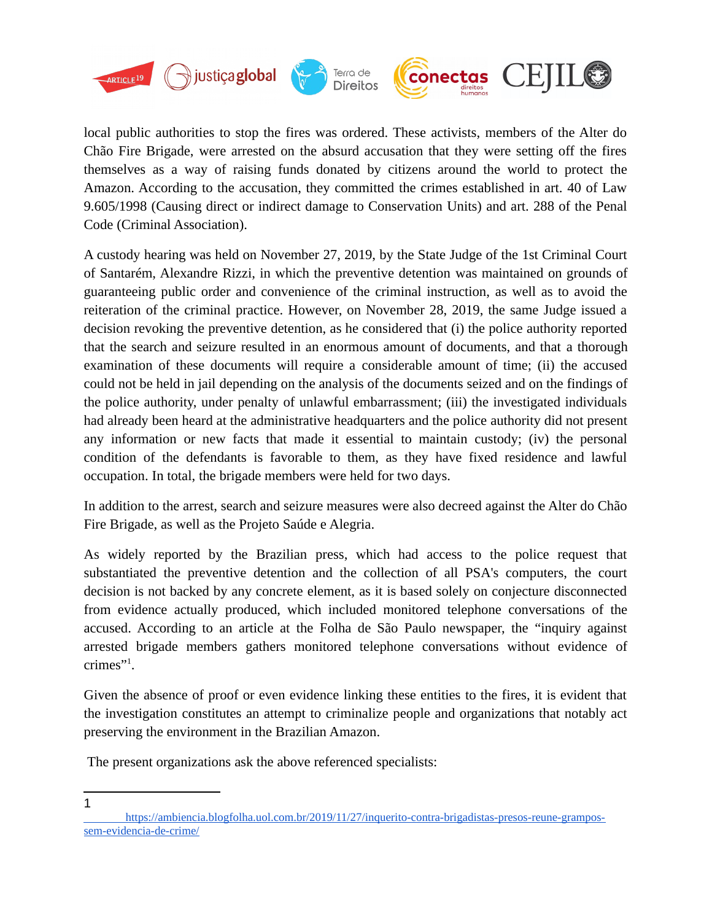local public authorities to stop the fires was ordered. These activists, members of the Alter do Chão Fire Brigade, were arrested on the absurd accusation that they were setting off the fires themselves as a way of raising funds donated by citizens around the world to protect the Amazon. According to the accusation, they committed the crimes established in art. 40 of Law 9.605/1998 (Causing direct or indirect damage to Conservation Units) and art. 288 of the Penal Code (Criminal Association).

A custody hearing was held on November 27, 2019, by the State Judge of the 1st Criminal Court of Santarém, Alexandre Rizzi, in which the preventive detention was maintained on grounds of guaranteeing public order and convenience of the criminal instruction, as well as to avoid the reiteration of the criminal practice. However, on November 28, 2019, the same Judge issued a decision revoking the preventive detention, as he considered that (i) the police authority reported that the search and seizure resulted in an enormous amount of documents, and that a thorough examination of these documents will require a considerable amount of time; (ii) the accused could not be held in jail depending on the analysis of the documents seized and on the findings of the police authority, under penalty of unlawful embarrassment; (iii) the investigated individuals had already been heard at the administrative headquarters and the police authority did not present any information or new facts that made it essential to maintain custody; (iv) the personal condition of the defendants is favorable to them, as they have fixed residence and lawful occupation. In total, the brigade members were held for two days.

In addition to the arrest, search and seizure measures were also decreed against the Alter do Chão Fire Brigade, as well as the Projeto Saúde e Alegria.

As widely reported by the Brazilian press, which had access to the police request that substantiated the preventive detention and the collection of all PSA's computers, the court decision is not backed by any concrete element, as it is based solely on conjecture disconnected from evidence actually produced, which included monitored telephone conversations of the accused. According to an article at the Folha de São Paulo newspaper, the "inquiry against arrested brigade members gathers monitored telephone conversations without evidence of crimes"[1].

Given the absence of proof or even evidence linking these entities to the fires, it is evident that the investigation constitutes an attempt to criminalize people and organizations that notably act preserving the environment in the Brazilian Amazon.

The present organizations ask the above referenced specialists:

---

[1] https://ambiencia.blogfolha.uol.com.br/2019/11/27/inquerito-contra-brigadistas-presos-reune-grampos-sem-evidencia-de-crime/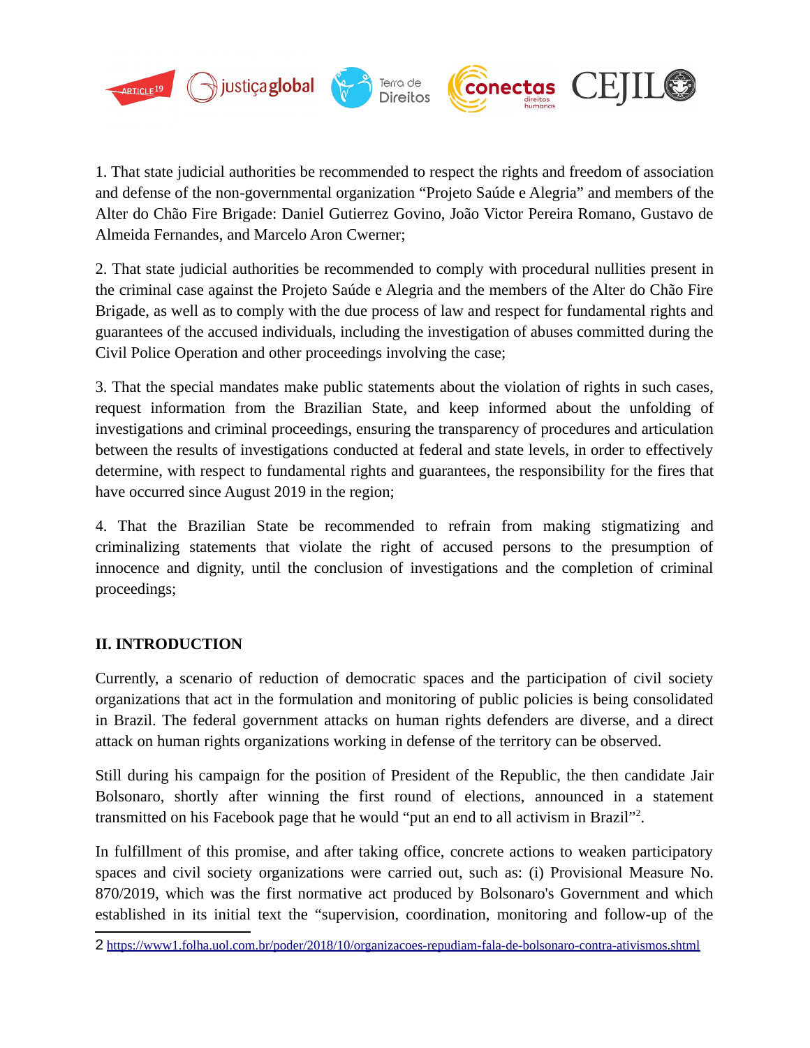1. That state judicial authorities be recommended to respect the rights and freedom of association and defense of the non-governmental organization "Projeto Saúde e Alegria" and members of the Alter do Chão Fire Brigade: Daniel Gutierrez Govino, João Victor Pereira Romano, Gustavo de Almeida Fernandes, and Marcelo Aron Cwerner;

2. That state judicial authorities be recommended to comply with procedural nullities present in the criminal case against the Projeto Saúde e Alegria and the members of the Alter do Chão Fire Brigade, as well as to comply with the due process of law and respect for fundamental rights and guarantees of the accused individuals, including the investigation of abuses committed during the Civil Police Operation and other proceedings involving the case;

3. That the special mandates make public statements about the violation of rights in such cases, request information from the Brazilian State, and keep informed about the unfolding of investigations and criminal proceedings, ensuring the transparency of procedures and articulation between the results of investigations conducted at federal and state levels, in order to effectively determine, with respect to fundamental rights and guarantees, the responsibility for the fires that have occurred since August 2019 in the region;

4. That the Brazilian State be recommended to refrain from making stigmatizing and criminalizing statements that violate the right of accused persons to the presumption of innocence and dignity, until the conclusion of investigations and the completion of criminal proceedings;

## II. INTRODUCTION

Currently, a scenario of reduction of democratic spaces and the participation of civil society organizations that act in the formulation and monitoring of public policies is being consolidated in Brazil. The federal government attacks on human rights defenders are diverse, and a direct attack on human rights organizations working in defense of the territory can be observed.

Still during his campaign for the position of President of the Republic, the then candidate Jair Bolsonaro, shortly after winning the first round of elections, announced in a statement transmitted on his Facebook page that he would "put an end to all activism in Brazil"[2].

In fulfillment of this promise, and after taking office, concrete actions to weaken participatory spaces and civil society organizations were carried out, such as: (i) Provisional Measure No. 870/2019, which was the first normative act produced by Bolsonaro's Government and which established in its initial text the "supervision, coordination, monitoring and follow-up of the

---

2 https://www1.folha.uol.com.br/poder/2018/10/organizacoes-repudiam-fala-de-bolsonaro-contra-ativismos.shtml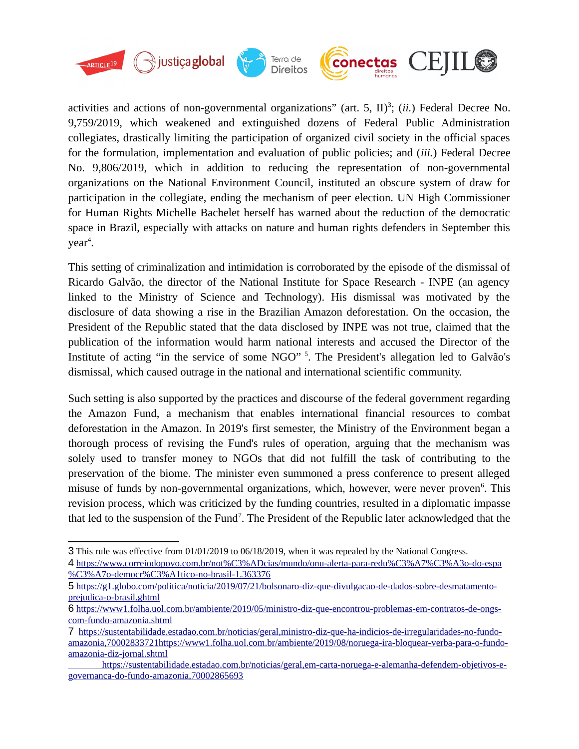activities and actions of non-governmental organizations" (art. 5, II)[3]; (*ii.*) Federal Decree No. 9,759/2019, which weakened and extinguished dozens of Federal Public Administration collegiates, drastically limiting the participation of organized civil society in the official spaces for the formulation, implementation and evaluation of public policies; and (*iii.*) Federal Decree No. 9,806/2019, which in addition to reducing the representation of non-governmental organizations on the National Environment Council, instituted an obscure system of draw for participation in the collegiate, ending the mechanism of peer election. UN High Commissioner for Human Rights Michelle Bachelet herself has warned about the reduction of the democratic space in Brazil, especially with attacks on nature and human rights defenders in September this year[4].

This setting of criminalization and intimidation is corroborated by the episode of the dismissal of Ricardo Galvão, the director of the National Institute for Space Research - INPE (an agency linked to the Ministry of Science and Technology). His dismissal was motivated by the disclosure of data showing a rise in the Brazilian Amazon deforestation. On the occasion, the President of the Republic stated that the data disclosed by INPE was not true, claimed that the publication of the information would harm national interests and accused the Director of the Institute of acting "in the service of some NGO" [5]. The President's allegation led to Galvão's dismissal, which caused outrage in the national and international scientific community.

Such setting is also supported by the practices and discourse of the federal government regarding the Amazon Fund, a mechanism that enables international financial resources to combat deforestation in the Amazon. In 2019's first semester, the Ministry of the Environment began a thorough process of revising the Fund's rules of operation, arguing that the mechanism was solely used to transfer money to NGOs that did not fulfill the task of contributing to the preservation of the biome. The minister even summoned a press conference to present alleged misuse of funds by non-governmental organizations, which, however, were never proven[6]. This revision process, which was criticized by the funding countries, resulted in a diplomatic impasse that led to the suspension of the Fund[7]. The President of the Republic later acknowledged that the

---

3 This rule was effective from 01/01/2019 to 06/18/2019, when it was repealed by the National Congress.

4 https://www.correiodopovo.com.br/not%C3%ADcias/mundo/onu-alerta-para-redu%C3%A7%C3%A3o-do-espa%C3%A7o-democr%C3%A1tico-no-brasil-1.363376

5 https://g1.globo.com/politica/noticia/2019/07/21/bolsonaro-diz-que-divulgacao-de-dados-sobre-desmatamento-prejudica-o-brasil.ghtml

6 https://www1.folha.uol.com.br/ambiente/2019/05/ministro-diz-que-encontrou-problemas-em-contratos-de-ongs-com-fundo-amazonia.shtml

7 https://sustentabilidade.estadao.com.br/noticias/geral,ministro-diz-que-ha-indicios-de-irregularidades-no-fundo-amazonia,70002833721https://www1.folha.uol.com.br/ambiente/2019/08/noruega-ira-bloquear-verba-para-o-fundo-amazonia-diz-jornal.shtml

https://sustentabilidade.estadao.com.br/noticias/geral,em-carta-noruega-e-alemanha-defendem-objetivos-e-governanca-do-fundo-amazonia,70002865693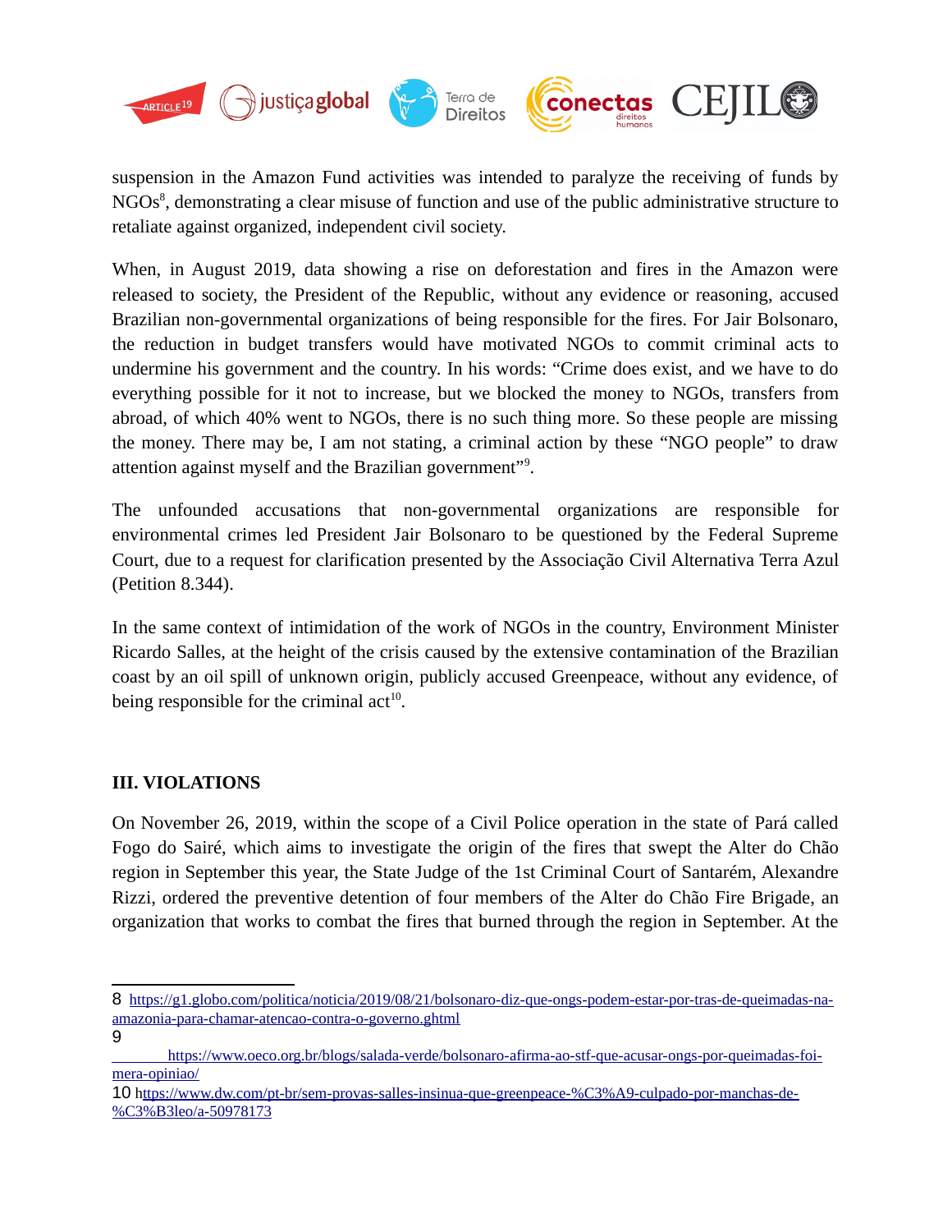suspension in the Amazon Fund activities was intended to paralyze the receiving of funds by NGOs[8], demonstrating a clear misuse of function and use of the public administrative structure to retaliate against organized, independent civil society.

When, in August 2019, data showing a rise on deforestation and fires in the Amazon were released to society, the President of the Republic, without any evidence or reasoning, accused Brazilian non-governmental organizations of being responsible for the fires. For Jair Bolsonaro, the reduction in budget transfers would have motivated NGOs to commit criminal acts to undermine his government and the country. In his words: "Crime does exist, and we have to do everything possible for it not to increase, but we blocked the money to NGOs, transfers from abroad, of which 40% went to NGOs, there is no such thing more. So these people are missing the money. There may be, I am not stating, a criminal action by these "NGO people" to draw attention against myself and the Brazilian government"[9].

The unfounded accusations that non-governmental organizations are responsible for environmental crimes led President Jair Bolsonaro to be questioned by the Federal Supreme Court, due to a request for clarification presented by the Associação Civil Alternativa Terra Azul (Petition 8.344).

In the same context of intimidation of the work of NGOs in the country, Environment Minister Ricardo Salles, at the height of the crisis caused by the extensive contamination of the Brazilian coast by an oil spill of unknown origin, publicly accused Greenpeace, without any evidence, of being responsible for the criminal act[10].

## III. VIOLATIONS

On November 26, 2019, within the scope of a Civil Police operation in the state of Pará called Fogo do Sairé, which aims to investigate the origin of the fires that swept the Alter do Chão region in September this year, the State Judge of the 1st Criminal Court of Santarém, Alexandre Rizzi, ordered the preventive detention of four members of the Alter do Chão Fire Brigade, an organization that works to combat the fires that burned through the region in September. At the

---

8 https://g1.globo.com/politica/noticia/2019/08/21/bolsonaro-diz-que-ongs-podem-estar-por-tras-de-queimadas-na-amazonia-para-chamar-atencao-contra-o-governo.ghtml

9 https://www.oeco.org.br/blogs/salada-verde/bolsonaro-afirma-ao-stf-que-acusar-ongs-por-queimadas-foi-mera-opiniao/

10 https://www.dw.com/pt-br/sem-provas-salles-insinua-que-greenpeace-%C3%A9-culpado-por-manchas-de-%C3%B3leo/a-50978173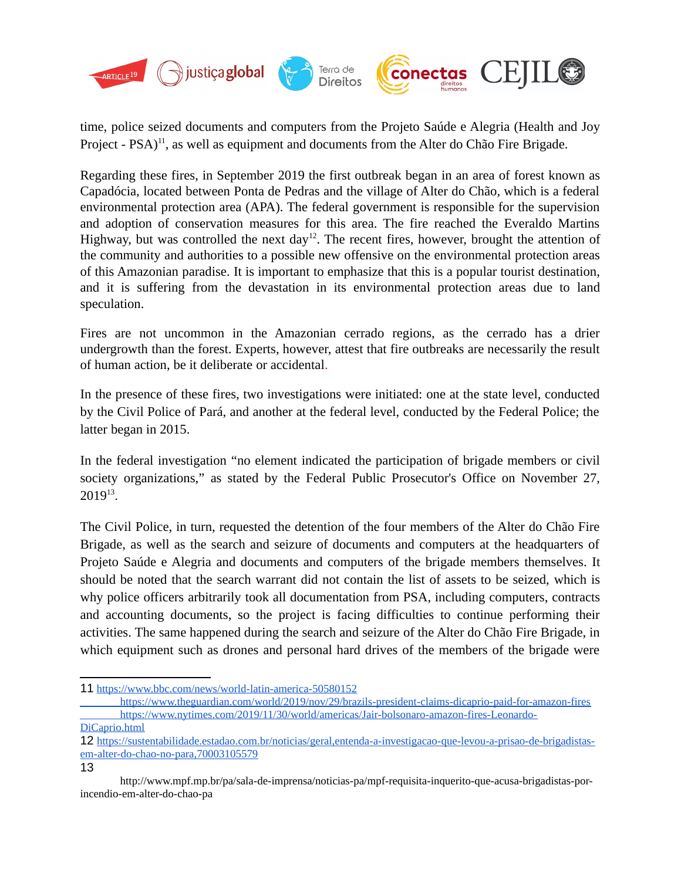time, police seized documents and computers from the Projeto Saúde e Alegria (Health and Joy Project - PSA)[11], as well as equipment and documents from the Alter do Chão Fire Brigade.

Regarding these fires, in September 2019 the first outbreak began in an area of forest known as Capadócia, located between Ponta de Pedras and the village of Alter do Chão, which is a federal environmental protection area (APA). The federal government is responsible for the supervision and adoption of conservation measures for this area. The fire reached the Everaldo Martins Highway, but was controlled the next day[12]. The recent fires, however, brought the attention of the community and authorities to a possible new offensive on the environmental protection areas of this Amazonian paradise. It is important to emphasize that this is a popular tourist destination, and it is suffering from the devastation in its environmental protection areas due to land speculation.

Fires are not uncommon in the Amazonian cerrado regions, as the cerrado has a drier undergrowth than the forest. Experts, however, attest that fire outbreaks are necessarily the result of human action, be it deliberate or accidental.

In the presence of these fires, two investigations were initiated: one at the state level, conducted by the Civil Police of Pará, and another at the federal level, conducted by the Federal Police; the latter began in 2015.

In the federal investigation "no element indicated the participation of brigade members or civil society organizations," as stated by the Federal Public Prosecutor's Office on November 27, 2019[13].

The Civil Police, in turn, requested the detention of the four members of the Alter do Chão Fire Brigade, as well as the search and seizure of documents and computers at the headquarters of Projeto Saúde e Alegria and documents and computers of the brigade members themselves. It should be noted that the search warrant did not contain the list of assets to be seized, which is why police officers arbitrarily took all documentation from PSA, including computers, contracts and accounting documents, so the project is facing difficulties to continue performing their activities. The same happened during the search and seizure of the Alter do Chão Fire Brigade, in which equipment such as drones and personal hard drives of the members of the brigade were

---

11 https://www.bbc.com/news/world-latin-america-50580152
https://www.theguardian.com/world/2019/nov/29/brazils-president-claims-dicaprio-paid-for-amazon-fires
https://www.nytimes.com/2019/11/30/world/americas/Jair-bolsonaro-amazon-fires-Leonardo-DiCaprio.html

12 https://sustentabilidade.estadao.com.br/noticias/geral,entenda-a-investigacao-que-levou-a-prisao-de-brigadistas-em-alter-do-chao-no-para,70003105579

13 http://www.mpf.mp.br/pa/sala-de-imprensa/noticias-pa/mpf-requisita-inquerito-que-acusa-brigadistas-por-incendio-em-alter-do-chao-pa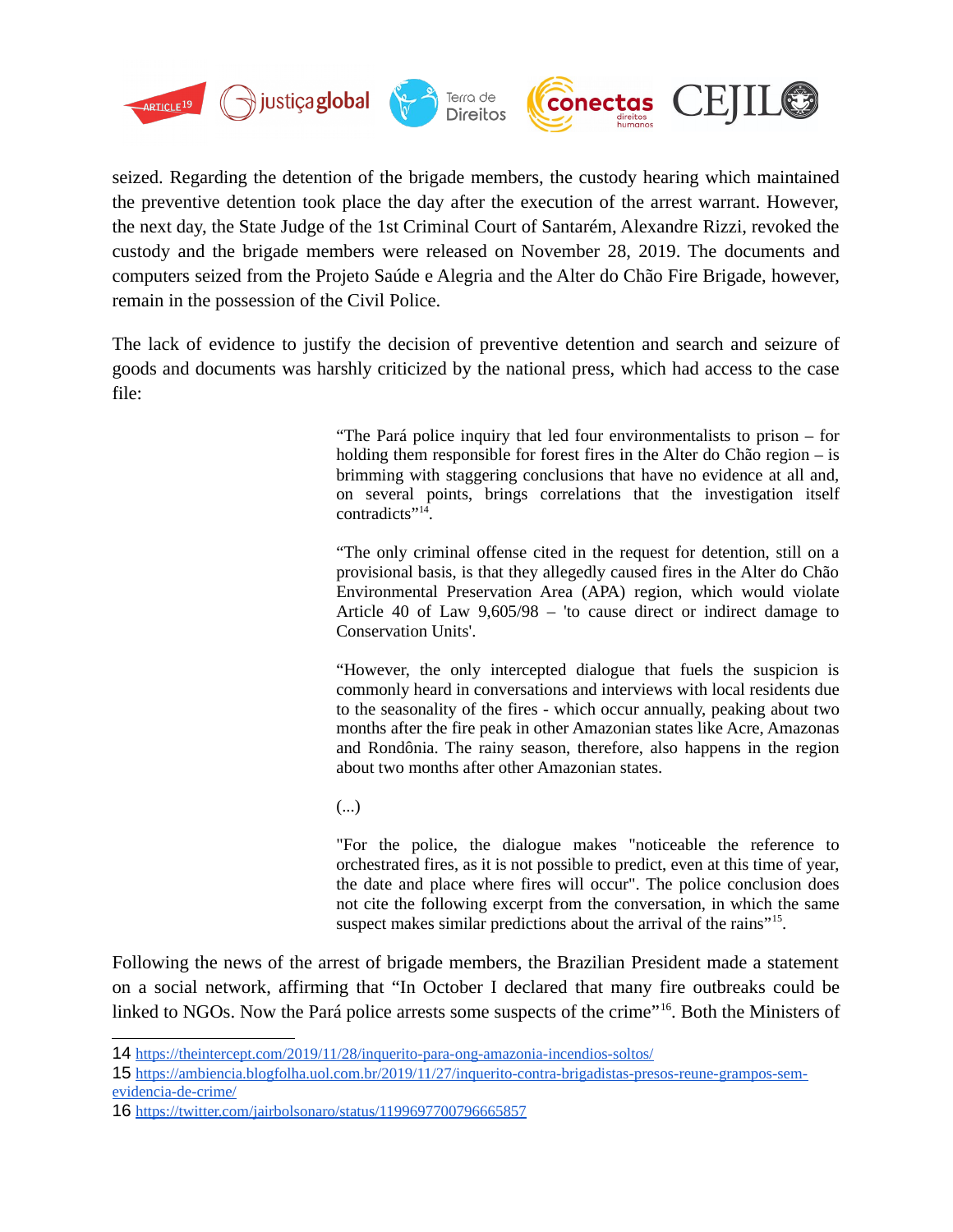seized. Regarding the detention of the brigade members, the custody hearing which maintained the preventive detention took place the day after the execution of the arrest warrant. However, the next day, the State Judge of the 1st Criminal Court of Santarém, Alexandre Rizzi, revoked the custody and the brigade members were released on November 28, 2019. The documents and computers seized from the Projeto Saúde e Alegria and the Alter do Chão Fire Brigade, however, remain in the possession of the Civil Police.

The lack of evidence to justify the decision of preventive detention and search and seizure of goods and documents was harshly criticized by the national press, which had access to the case file:

> "The Pará police inquiry that led four environmentalists to prison – for holding them responsible for forest fires in the Alter do Chão region – is brimming with staggering conclusions that have no evidence at all and, on several points, brings correlations that the investigation itself contradicts"[14].
>
> "The only criminal offense cited in the request for detention, still on a provisional basis, is that they allegedly caused fires in the Alter do Chão Environmental Preservation Area (APA) region, which would violate Article 40 of Law 9,605/98 – 'to cause direct or indirect damage to Conservation Units'.
>
> "However, the only intercepted dialogue that fuels the suspicion is commonly heard in conversations and interviews with local residents due to the seasonality of the fires - which occur annually, peaking about two months after the fire peak in other Amazonian states like Acre, Amazonas and Rondônia. The rainy season, therefore, also happens in the region about two months after other Amazonian states.
>
> (...)
>
> "For the police, the dialogue makes "noticeable the reference to orchestrated fires, as it is not possible to predict, even at this time of year, the date and place where fires will occur". The police conclusion does not cite the following excerpt from the conversation, in which the same suspect makes similar predictions about the arrival of the rains"[15].

Following the news of the arrest of brigade members, the Brazilian President made a statement on a social network, affirming that "In October I declared that many fire outbreaks could be linked to NGOs. Now the Pará police arrests some suspects of the crime"[16]. Both the Ministers of

---

14 https://theintercept.com/2019/11/28/inquerito-para-ong-amazonia-incendios-soltos/

15 https://ambiencia.blogfolha.uol.com.br/2019/11/27/inquerito-contra-brigadistas-presos-reune-grampos-sem-evidencia-de-crime/

16 https://twitter.com/jairbolsonaro/status/1199697700796665857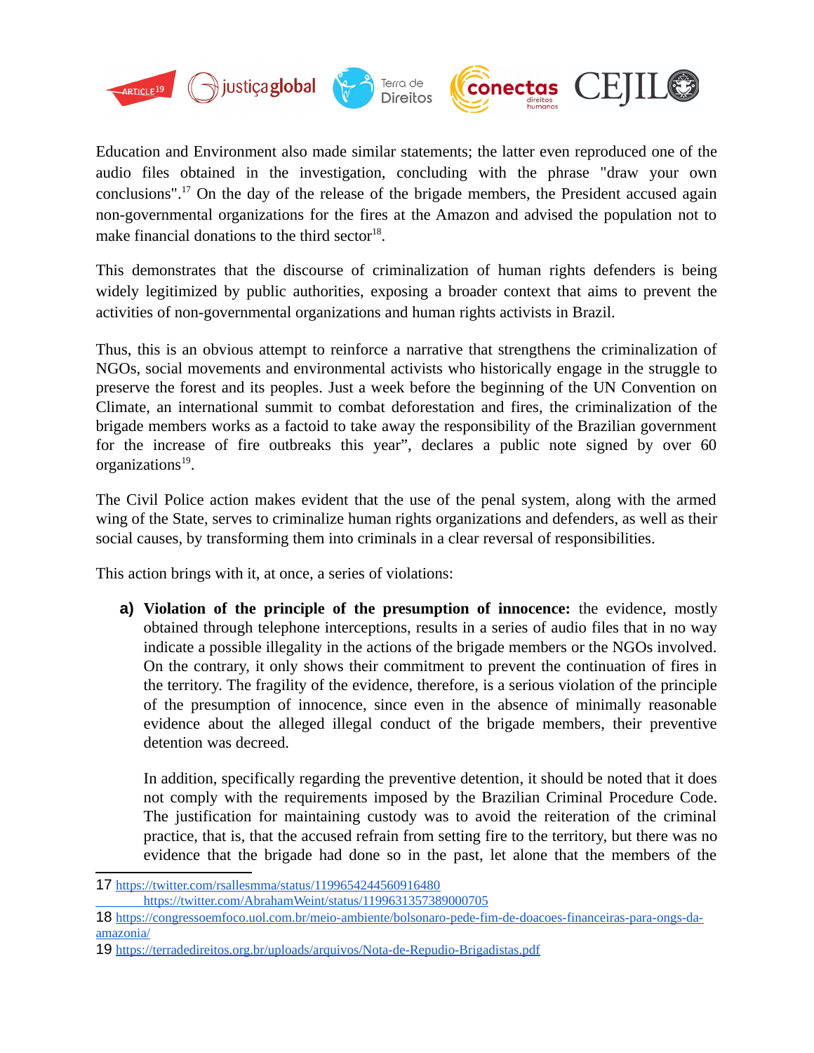Education and Environment also made similar statements; the latter even reproduced one of the audio files obtained in the investigation, concluding with the phrase "draw your own conclusions".[17] On the day of the release of the brigade members, the President accused again non-governmental organizations for the fires at the Amazon and advised the population not to make financial donations to the third sector[18].

This demonstrates that the discourse of criminalization of human rights defenders is being widely legitimized by public authorities, exposing a broader context that aims to prevent the activities of non-governmental organizations and human rights activists in Brazil.

Thus, this is an obvious attempt to reinforce a narrative that strengthens the criminalization of NGOs, social movements and environmental activists who historically engage in the struggle to preserve the forest and its peoples. Just a week before the beginning of the UN Convention on Climate, an international summit to combat deforestation and fires, the criminalization of the brigade members works as a factoid to take away the responsibility of the Brazilian government for the increase of fire outbreaks this year", declares a public note signed by over 60 organizations[19].

The Civil Police action makes evident that the use of the penal system, along with the armed wing of the State, serves to criminalize human rights organizations and defenders, as well as their social causes, by transforming them into criminals in a clear reversal of responsibilities.

This action brings with it, at once, a series of violations:

a) **Violation of the principle of the presumption of innocence:** the evidence, mostly obtained through telephone interceptions, results in a series of audio files that in no way indicate a possible illegality in the actions of the brigade members or the NGOs involved. On the contrary, it only shows their commitment to prevent the continuation of fires in the territory. The fragility of the evidence, therefore, is a serious violation of the principle of the presumption of innocence, since even in the absence of minimally reasonable evidence about the alleged illegal conduct of the brigade members, their preventive detention was decreed.

   In addition, specifically regarding the preventive detention, it should be noted that it does not comply with the requirements imposed by the Brazilian Criminal Procedure Code. The justification for maintaining custody was to avoid the reiteration of the criminal practice, that is, that the accused refrain from setting fire to the territory, but there was no evidence that the brigade had done so in the past, let alone that the members of the

---

17 https://twitter.com/rsallesmma/status/1199654244560916480
https://twitter.com/AbrahamWeint/status/1199631357389000705

18 https://congressoemfoco.uol.com.br/meio-ambiente/bolsonaro-pede-fim-de-doacoes-financeiras-para-ongs-da-amazonia/

19 https://terradedireitos.org.br/uploads/arquivos/Nota-de-Repudio-Brigadistas.pdf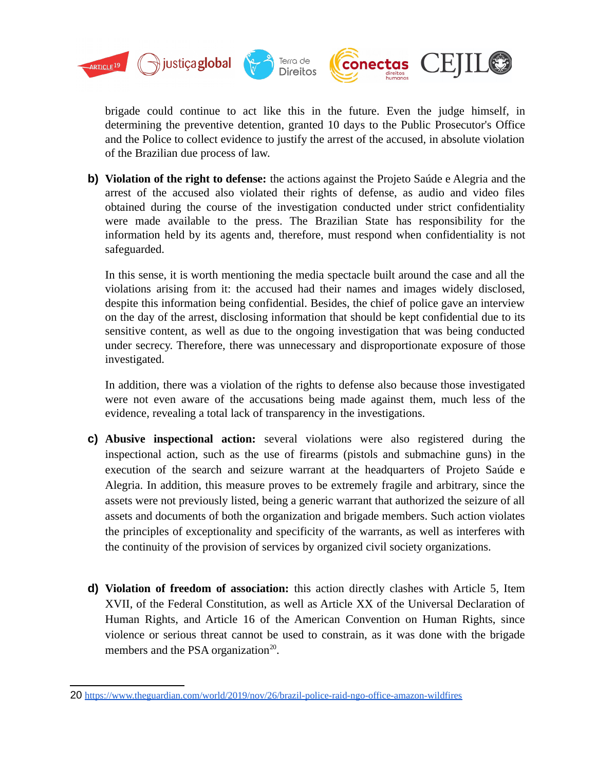brigade could continue to act like this in the future. Even the judge himself, in determining the preventive detention, granted 10 days to the Public Prosecutor's Office and the Police to collect evidence to justify the arrest of the accused, in absolute violation of the Brazilian due process of law.

b) **Violation of the right to defense:** the actions against the Projeto Saúde e Alegria and the arrest of the accused also violated their rights of defense, as audio and video files obtained during the course of the investigation conducted under strict confidentiality were made available to the press. The Brazilian State has responsibility for the information held by its agents and, therefore, must respond when confidentiality is not safeguarded.

   In this sense, it is worth mentioning the media spectacle built around the case and all the violations arising from it: the accused had their names and images widely disclosed, despite this information being confidential. Besides, the chief of police gave an interview on the day of the arrest, disclosing information that should be kept confidential due to its sensitive content, as well as due to the ongoing investigation that was being conducted under secrecy. Therefore, there was unnecessary and disproportionate exposure of those investigated.

   In addition, there was a violation of the rights to defense also because those investigated were not even aware of the accusations being made against them, much less of the evidence, revealing a total lack of transparency in the investigations.

c) **Abusive inspectional action:** several violations were also registered during the inspectional action, such as the use of firearms (pistols and submachine guns) in the execution of the search and seizure warrant at the headquarters of Projeto Saúde e Alegria. In addition, this measure proves to be extremely fragile and arbitrary, since the assets were not previously listed, being a generic warrant that authorized the seizure of all assets and documents of both the organization and brigade members. Such action violates the principles of exceptionality and specificity of the warrants, as well as interferes with the continuity of the provision of services by organized civil society organizations.

d) **Violation of freedom of association:** this action directly clashes with Article 5, Item XVII, of the Federal Constitution, as well as Article XX of the Universal Declaration of Human Rights, and Article 16 of the American Convention on Human Rights, since violence or serious threat cannot be used to constrain, as it was done with the brigade members and the PSA organization[20].

---

20 https://www.theguardian.com/world/2019/nov/26/brazil-police-raid-ngo-office-amazon-wildfires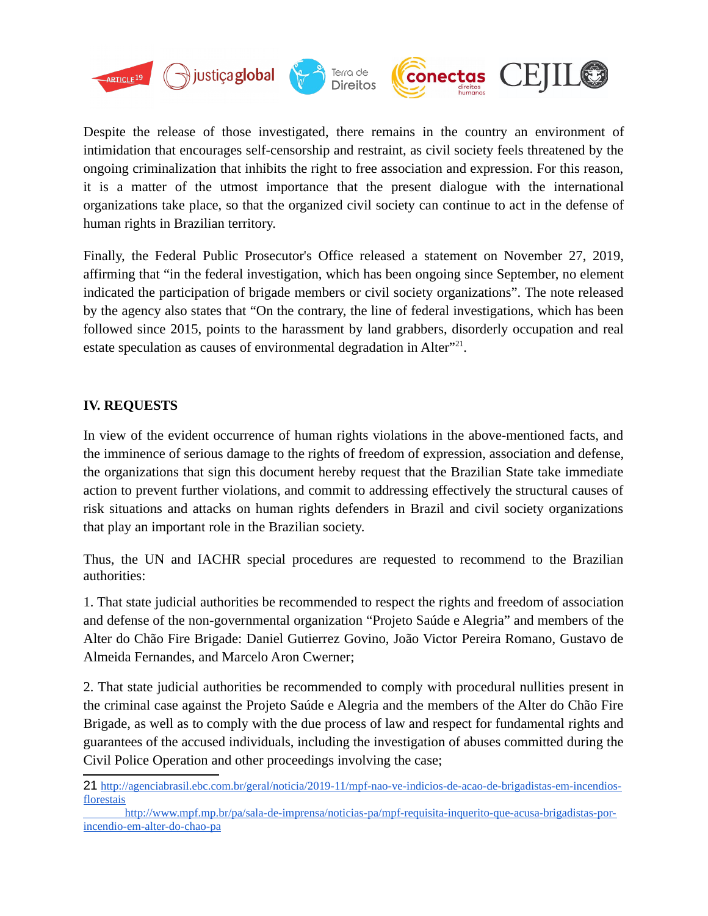Despite the release of those investigated, there remains in the country an environment of intimidation that encourages self-censorship and restraint, as civil society feels threatened by the ongoing criminalization that inhibits the right to free association and expression. For this reason, it is a matter of the utmost importance that the present dialogue with the international organizations take place, so that the organized civil society can continue to act in the defense of human rights in Brazilian territory.

Finally, the Federal Public Prosecutor's Office released a statement on November 27, 2019, affirming that "in the federal investigation, which has been ongoing since September, no element indicated the participation of brigade members or civil society organizations". The note released by the agency also states that "On the contrary, the line of federal investigations, which has been followed since 2015, points to the harassment by land grabbers, disorderly occupation and real estate speculation as causes of environmental degradation in Alter"[21].

## IV. REQUESTS

In view of the evident occurrence of human rights violations in the above-mentioned facts, and the imminence of serious damage to the rights of freedom of expression, association and defense, the organizations that sign this document hereby request that the Brazilian State take immediate action to prevent further violations, and commit to addressing effectively the structural causes of risk situations and attacks on human rights defenders in Brazil and civil society organizations that play an important role in the Brazilian society.

Thus, the UN and IACHR special procedures are requested to recommend to the Brazilian authorities:

1. That state judicial authorities be recommended to respect the rights and freedom of association and defense of the non-governmental organization "Projeto Saúde e Alegria" and members of the Alter do Chão Fire Brigade: Daniel Gutierrez Govino, João Victor Pereira Romano, Gustavo de Almeida Fernandes, and Marcelo Aron Cwerner;

2. That state judicial authorities be recommended to comply with procedural nullities present in the criminal case against the Projeto Saúde e Alegria and the members of the Alter do Chão Fire Brigade, as well as to comply with the due process of law and respect for fundamental rights and guarantees of the accused individuals, including the investigation of abuses committed during the Civil Police Operation and other proceedings involving the case;

---

21 http://agenciabrasil.ebc.com.br/geral/noticia/2019-11/mpf-nao-ve-indicios-de-acao-de-brigadistas-em-incendios-florestais
http://www.mpf.mp.br/pa/sala-de-imprensa/noticias-pa/mpf-requisita-inquerito-que-acusa-brigadistas-por-incendio-em-alter-do-chao-pa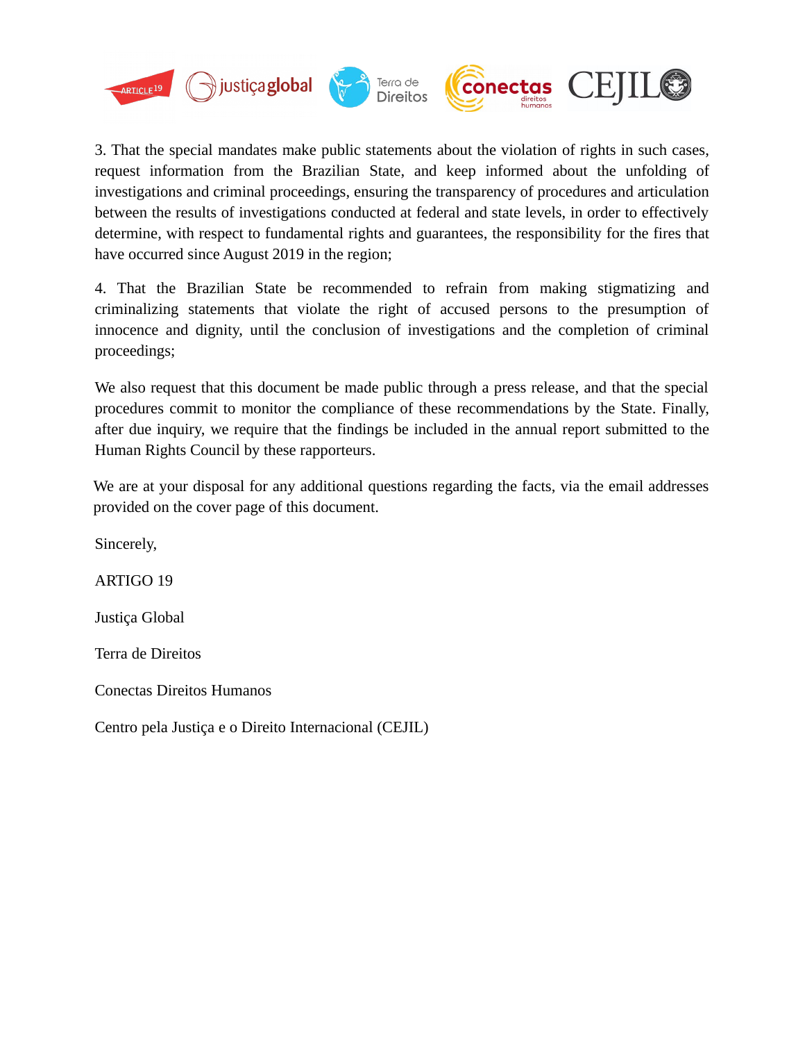3. That the special mandates make public statements about the violation of rights in such cases, request information from the Brazilian State, and keep informed about the unfolding of investigations and criminal proceedings, ensuring the transparency of procedures and articulation between the results of investigations conducted at federal and state levels, in order to effectively determine, with respect to fundamental rights and guarantees, the responsibility for the fires that have occurred since August 2019 in the region;

4. That the Brazilian State be recommended to refrain from making stigmatizing and criminalizing statements that violate the right of accused persons to the presumption of innocence and dignity, until the conclusion of investigations and the completion of criminal proceedings;

We also request that this document be made public through a press release, and that the special procedures commit to monitor the compliance of these recommendations by the State. Finally, after due inquiry, we require that the findings be included in the annual report submitted to the Human Rights Council by these rapporteurs.

We are at your disposal for any additional questions regarding the facts, via the email addresses provided on the cover page of this document.

Sincerely,

ARTIGO 19

Justiça Global

Terra de Direitos

Conectas Direitos Humanos

Centro pela Justiça e o Direito Internacional (CEJIL)